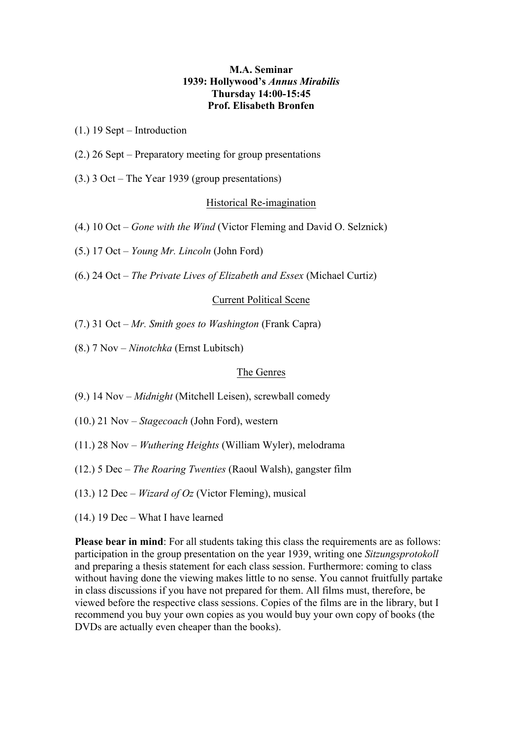**M.A. Seminar**
**1939: Hollywood's *Annus Mirabilis***
**Thursday 14:00-15:45**
**Prof. Elisabeth Bronfen**

(1.) 19 Sept – Introduction

(2.) 26 Sept – Preparatory meeting for group presentations

(3.) 3 Oct – The Year 1939 (group presentations)

<u>Historical Re-imagination</u>

(4.) 10 Oct – *Gone with the Wind* (Victor Fleming and David O. Selznick)

(5.) 17 Oct – *Young Mr. Lincoln* (John Ford)

(6.) 24 Oct – *The Private Lives of Elizabeth and Essex* (Michael Curtiz)

<u>Current Political Scene</u>

(7.) 31 Oct – *Mr. Smith goes to Washington* (Frank Capra)

(8.) 7 Nov – *Ninotchka* (Ernst Lubitsch)

<u>The Genres</u>

(9.) 14 Nov – *Midnight* (Mitchell Leisen), screwball comedy

(10.) 21 Nov – *Stagecoach* (John Ford), western

(11.) 28 Nov – *Wuthering Heights* (William Wyler), melodrama

(12.) 5 Dec – *The Roaring Twenties* (Raoul Walsh), gangster film

(13.) 12 Dec – *Wizard of Oz* (Victor Fleming), musical

(14.) 19 Dec – What I have learned

**Please bear in mind**: For all students taking this class the requirements are as follows: participation in the group presentation on the year 1939, writing one *Sitzungsprotokoll* and preparing a thesis statement for each class session. Furthermore: coming to class without having done the viewing makes little to no sense. You cannot fruitfully partake in class discussions if you have not prepared for them. All films must, therefore, be viewed before the respective class sessions. Copies of the films are in the library, but I recommend you buy your own copies as you would buy your own copy of books (the DVDs are actually even cheaper than the books).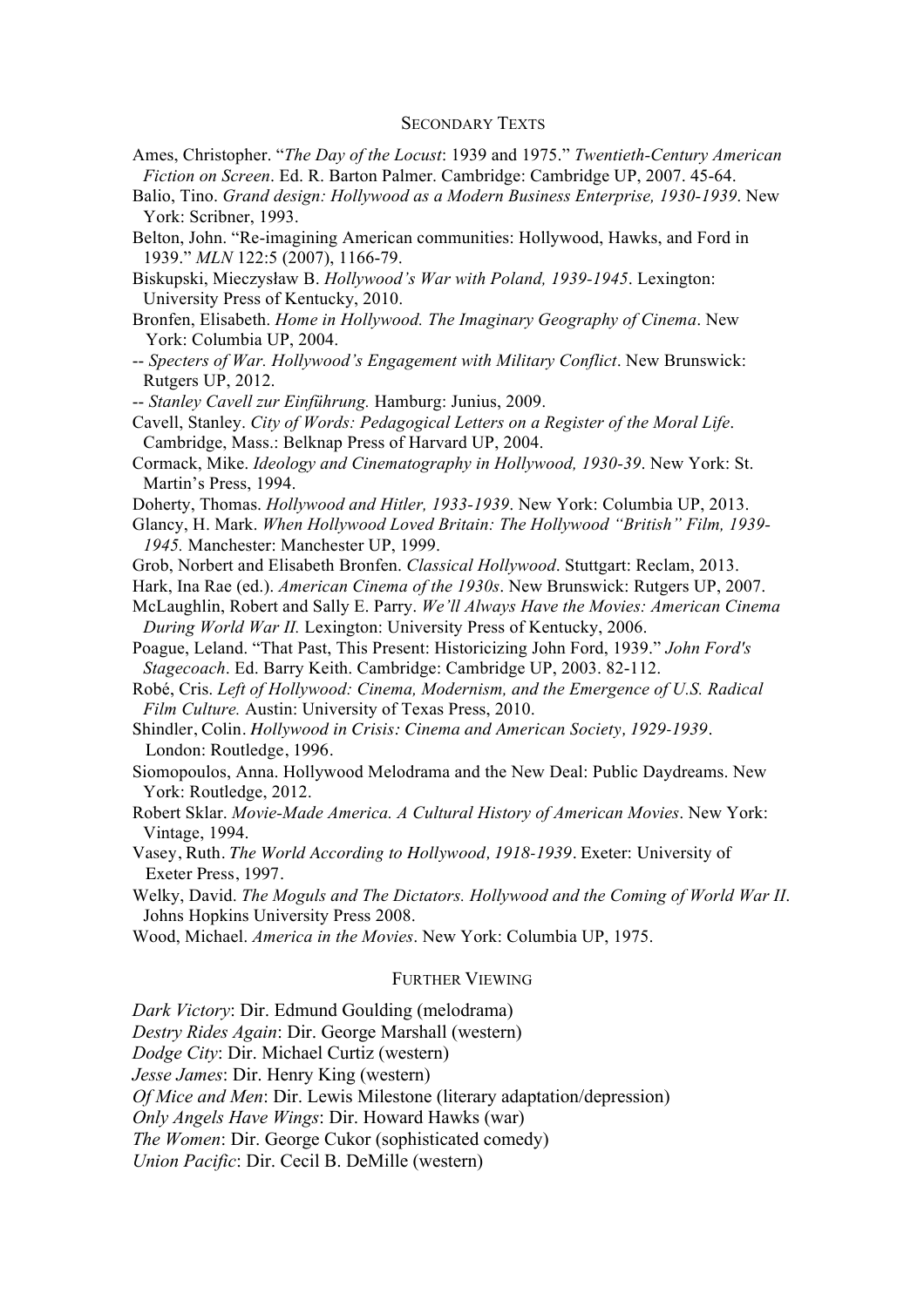## Secondary Texts

Ames, Christopher. "*The Day of the Locust*: 1939 and 1975." *Twentieth-Century American Fiction on Screen*. Ed. R. Barton Palmer. Cambridge: Cambridge UP, 2007. 45-64.

Balio, Tino. *Grand design: Hollywood as a Modern Business Enterprise, 1930-1939*. New York: Scribner, 1993.

Belton, John. "Re-imagining American communities: Hollywood, Hawks, and Ford in 1939." *MLN* 122:5 (2007), 1166-79.

Biskupski, Mieczysław B. *Hollywood's War with Poland, 1939-1945*. Lexington: University Press of Kentucky, 2010.

Bronfen, Elisabeth. *Home in Hollywood. The Imaginary Geography of Cinema*. New York: Columbia UP, 2004.

-- *Specters of War. Hollywood's Engagement with Military Conflict*. New Brunswick: Rutgers UP, 2012.

-- *Stanley Cavell zur Einführung.* Hamburg: Junius, 2009.

Cavell, Stanley. *City of Words: Pedagogical Letters on a Register of the Moral Life*. Cambridge, Mass.: Belknap Press of Harvard UP, 2004.

Cormack, Mike. *Ideology and Cinematography in Hollywood, 1930-39*. New York: St. Martin's Press, 1994.

Doherty, Thomas. *Hollywood and Hitler, 1933-1939*. New York: Columbia UP, 2013.

Glancy, H. Mark. *When Hollywood Loved Britain: The Hollywood "British" Film, 1939-1945.* Manchester: Manchester UP, 1999.

Grob, Norbert and Elisabeth Bronfen. *Classical Hollywood*. Stuttgart: Reclam, 2013.

Hark, Ina Rae (ed.). *American Cinema of the 1930s*. New Brunswick: Rutgers UP, 2007.

McLaughlin, Robert and Sally E. Parry. *We'll Always Have the Movies: American Cinema During World War II.* Lexington: University Press of Kentucky, 2006.

Poague, Leland. "That Past, This Present: Historicizing John Ford, 1939." *John Ford's Stagecoach*. Ed. Barry Keith. Cambridge: Cambridge UP, 2003. 82-112.

Robé, Cris. *Left of Hollywood: Cinema, Modernism, and the Emergence of U.S. Radical Film Culture.* Austin: University of Texas Press, 2010.

Shindler, Colin. *Hollywood in Crisis: Cinema and American Society, 1929-1939*. London: Routledge, 1996.

Siomopoulos, Anna. Hollywood Melodrama and the New Deal: Public Daydreams. New York: Routledge, 2012.

Robert Sklar. *Movie-Made America. A Cultural History of American Movies*. New York: Vintage, 1994.

Vasey, Ruth. *The World According to Hollywood, 1918-1939*. Exeter: University of Exeter Press, 1997.

Welky, David. *The Moguls and The Dictators. Hollywood and the Coming of World War II*. Johns Hopkins University Press 2008.

Wood, Michael. *America in the Movies*. New York: Columbia UP, 1975.

## Further Viewing

*Dark Victory*: Dir. Edmund Goulding (melodrama)

*Destry Rides Again*: Dir. George Marshall (western)

*Dodge City*: Dir. Michael Curtiz (western)

*Jesse James*: Dir. Henry King (western)

*Of Mice and Men*: Dir. Lewis Milestone (literary adaptation/depression)

*Only Angels Have Wings*: Dir. Howard Hawks (war)

*The Women*: Dir. George Cukor (sophisticated comedy)

*Union Pacific*: Dir. Cecil B. DeMille (western)